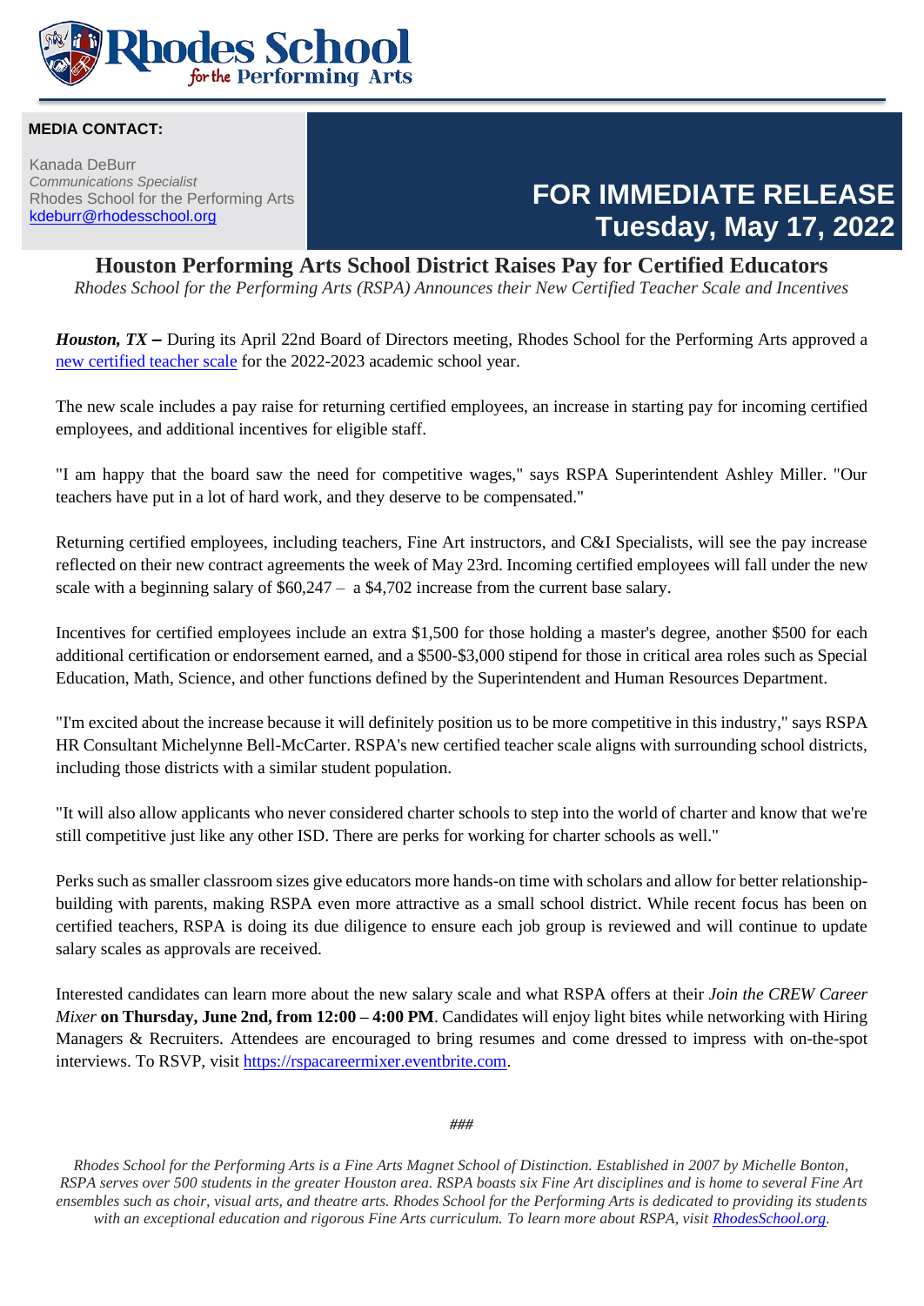**MEDIA CONTACT:**

Kanada DeBurr
*Communications Specialist*
Rhodes School for the Performing Arts
kdeburr@rhodesschool.org

**FOR IMMEDIATE RELEASE**
**Tuesday, May 17, 2022**

# Houston Performing Arts School District Raises Pay for Certified Educators

*Rhodes School for the Performing Arts (RSPA) Announces their New Certified Teacher Scale and Incentives*

***Houston, TX –*** During its April 22nd Board of Directors meeting, Rhodes School for the Performing Arts approved a new certified teacher scale for the 2022-2023 academic school year.

The new scale includes a pay raise for returning certified employees, an increase in starting pay for incoming certified employees, and additional incentives for eligible staff.

"I am happy that the board saw the need for competitive wages," says RSPA Superintendent Ashley Miller. "Our teachers have put in a lot of hard work, and they deserve to be compensated."

Returning certified employees, including teachers, Fine Art instructors, and C&I Specialists, will see the pay increase reflected on their new contract agreements the week of May 23rd. Incoming certified employees will fall under the new scale with a beginning salary of $60,247 – a $4,702 increase from the current base salary.

Incentives for certified employees include an extra $1,500 for those holding a master's degree, another $500 for each additional certification or endorsement earned, and a $500-$3,000 stipend for those in critical area roles such as Special Education, Math, Science, and other functions defined by the Superintendent and Human Resources Department.

"I'm excited about the increase because it will definitely position us to be more competitive in this industry," says RSPA HR Consultant Michelynne Bell-McCarter. RSPA's new certified teacher scale aligns with surrounding school districts, including those districts with a similar student population.

"It will also allow applicants who never considered charter schools to step into the world of charter and know that we're still competitive just like any other ISD. There are perks for working for charter schools as well."

Perks such as smaller classroom sizes give educators more hands-on time with scholars and allow for better relationship-building with parents, making RSPA even more attractive as a small school district. While recent focus has been on certified teachers, RSPA is doing its due diligence to ensure each job group is reviewed and will continue to update salary scales as approvals are received.

Interested candidates can learn more about the new salary scale and what RSPA offers at their *Join the CREW Career Mixer* **on Thursday, June 2nd, from 12:00 – 4:00 PM**. Candidates will enjoy light bites while networking with Hiring Managers & Recruiters. Attendees are encouraged to bring resumes and come dressed to impress with on-the-spot interviews. To RSVP, visit https://rspacareermixer.eventbrite.com.

*###*

*Rhodes School for the Performing Arts is a Fine Arts Magnet School of Distinction. Established in 2007 by Michelle Bonton, RSPA serves over 500 students in the greater Houston area. RSPA boasts six Fine Art disciplines and is home to several Fine Art ensembles such as choir, visual arts, and theatre arts. Rhodes School for the Performing Arts is dedicated to providing its students with an exceptional education and rigorous Fine Arts curriculum. To learn more about RSPA, visit RhodesSchool.org.*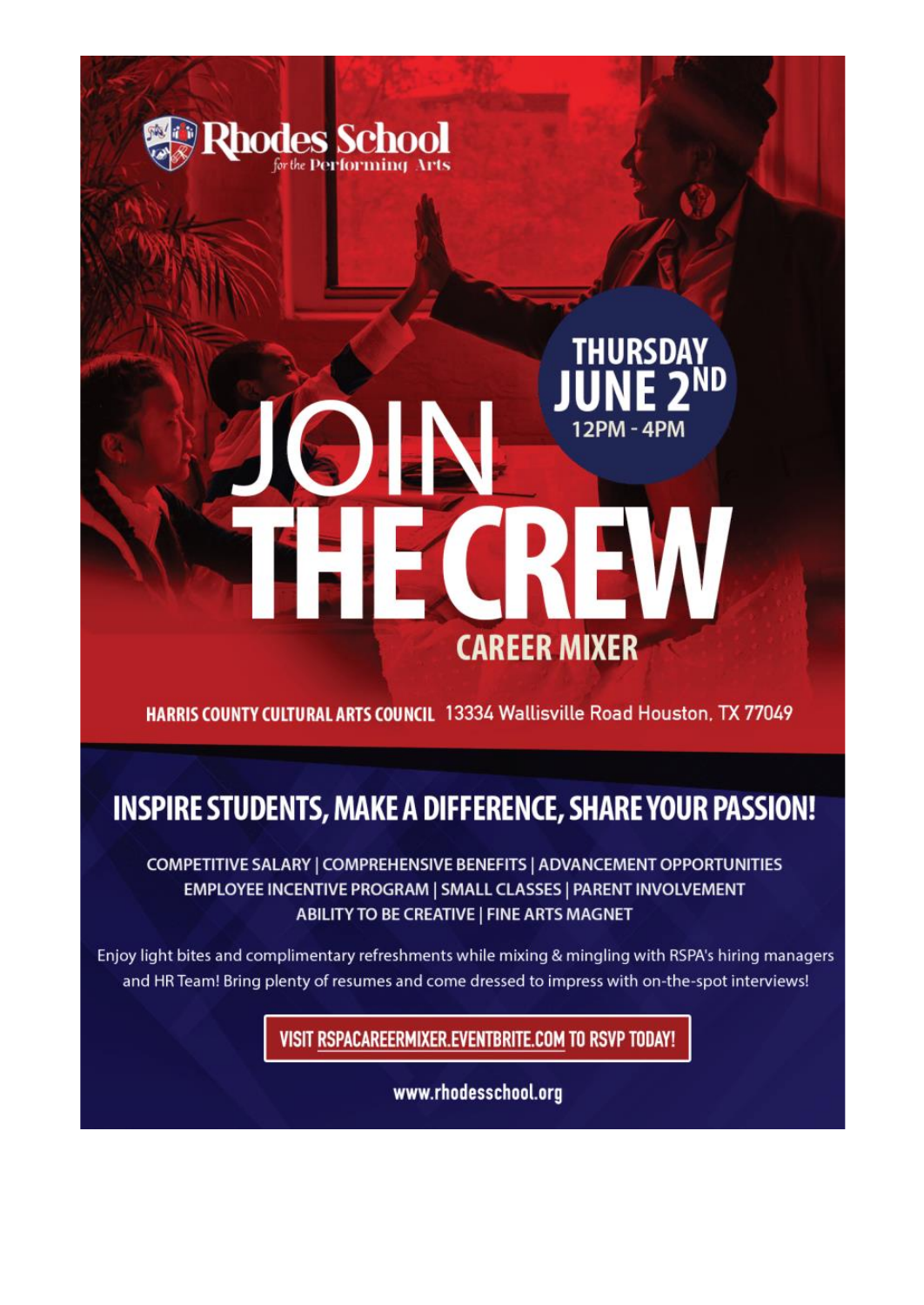**Rhodes School** *for the* **Performing Arts**

**THURSDAY JUNE 2ND**
**12PM - 4PM**

# JOIN THE CREW

## CAREER MIXER

**HARRIS COUNTY CULTURAL ARTS COUNCIL** 13334 Wallisville Road Houston, TX 77049

## INSPIRE STUDENTS, MAKE A DIFFERENCE, SHARE YOUR PASSION!

COMPETITIVE SALARY | COMPREHENSIVE BENEFITS | ADVANCEMENT OPPORTUNITIES
EMPLOYEE INCENTIVE PROGRAM | SMALL CLASSES | PARENT INVOLVEMENT
ABILITY TO BE CREATIVE | FINE ARTS MAGNET

Enjoy light bites and complimentary refreshments while mixing & mingling with RSPA's hiring managers and HR Team! Bring plenty of resumes and come dressed to impress with on-the-spot interviews!

**VISIT RSPACAREERMIXER.EVENTBRITE.COM TO RSVP TODAY!**

**www.rhodesschool.org**